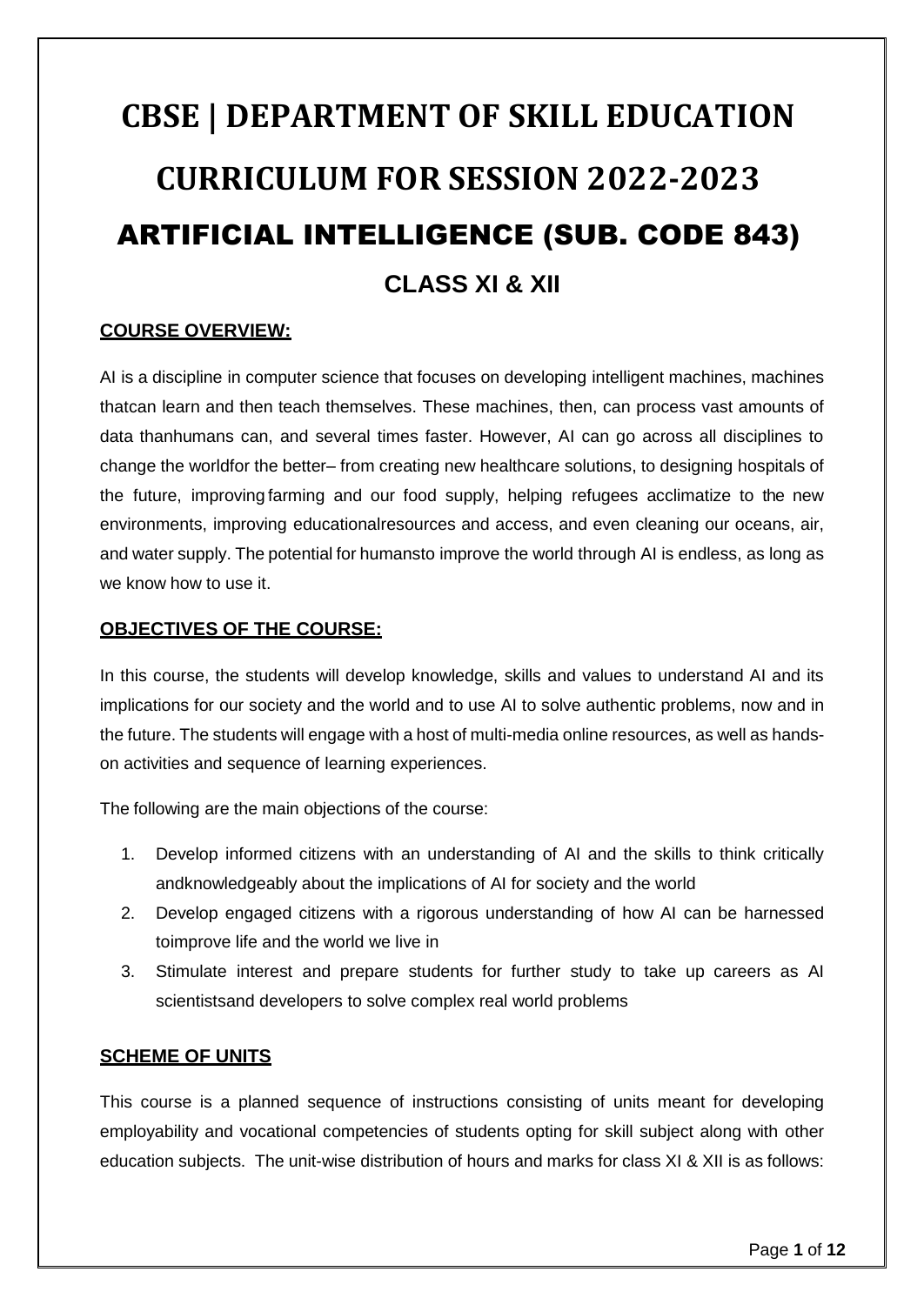# CBSE | DEPARTMENT OF SKILL EDUCATION

# CURRICULUM FOR SESSION 2022-2023

# ARTIFICIAL INTELLIGENCE (SUB. CODE 843)

## CLASS XI & XII

### COURSE OVERVIEW:

AI is a discipline in computer science that focuses on developing intelligent machines, machines thatcan learn and then teach themselves. These machines, then, can process vast amounts of data thanhumans can, and several times faster. However, AI can go across all disciplines to change the worldfor the better– from creating new healthcare solutions, to designing hospitals of the future, improving farming and our food supply, helping refugees acclimatize to the new environments, improving educationalresources and access, and even cleaning our oceans, air, and water supply. The potential for humansto improve the world through AI is endless, as long as we know how to use it.

### OBJECTIVES OF THE COURSE:

In this course, the students will develop knowledge, skills and values to understand AI and its implications for our society and the world and to use AI to solve authentic problems, now and in the future. The students will engage with a host of multi-media online resources, as well as hands-on activities and sequence of learning experiences.

The following are the main objections of the course:

1. Develop informed citizens with an understanding of AI and the skills to think critically andknowledgeably about the implications of AI for society and the world
2. Develop engaged citizens with a rigorous understanding of how AI can be harnessed toimprove life and the world we live in
3. Stimulate interest and prepare students for further study to take up careers as AI scientistsand developers to solve complex real world problems

### SCHEME OF UNITS

This course is a planned sequence of instructions consisting of units meant for developing employability and vocational competencies of students opting for skill subject along with other education subjects. The unit-wise distribution of hours and marks for class XI & XII is as follows: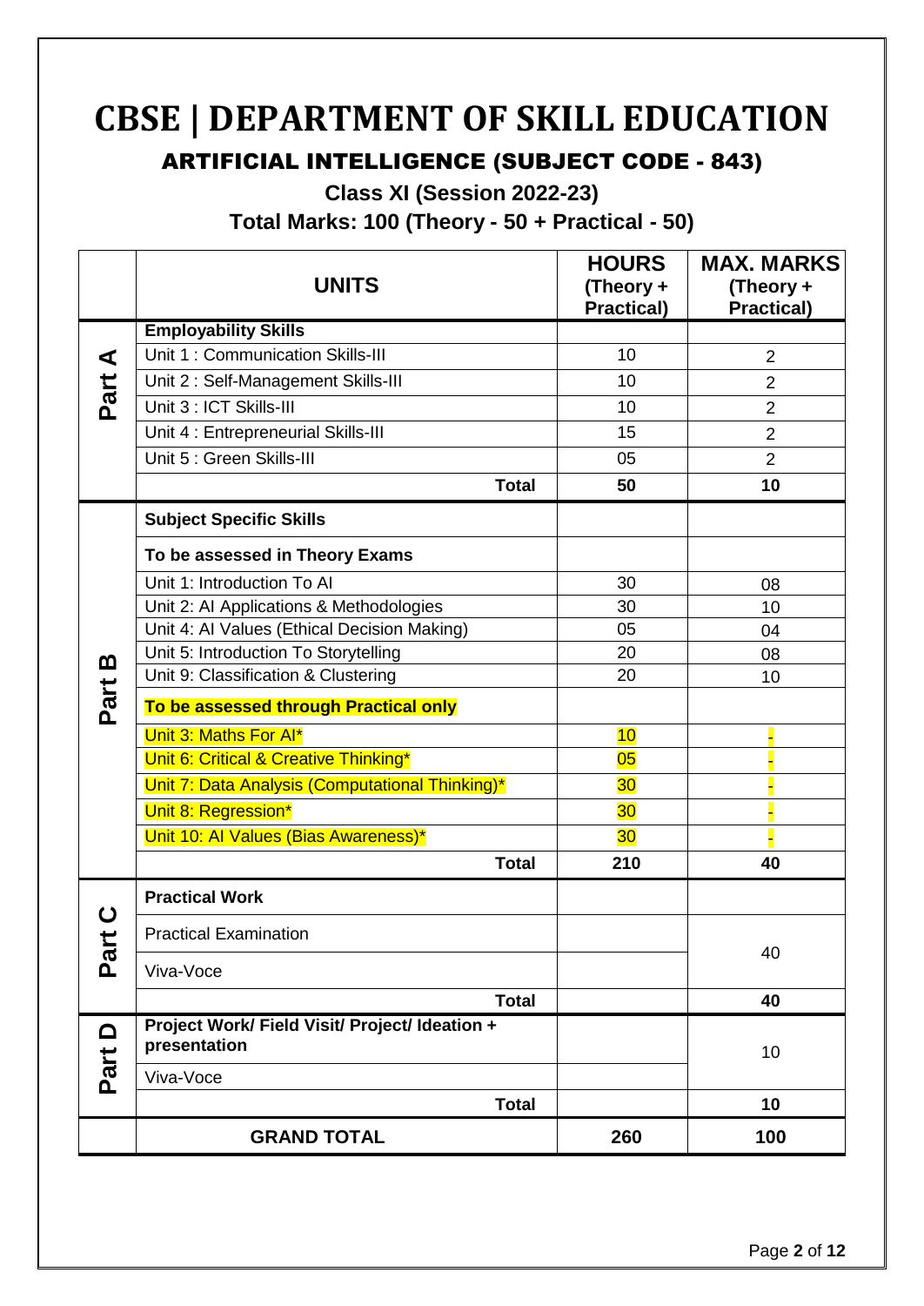# CBSE | DEPARTMENT OF SKILL EDUCATION

## ARTIFICIAL INTELLIGENCE (SUBJECT CODE - 843)

### Class XI (Session 2022-23)

### Total Marks: 100 (Theory - 50 + Practical - 50)

| | UNITS | HOURS (Theory + Practical) | MAX. MARKS (Theory + Practical) |
|---|---|---|---|
| Part A | **Employability Skills** | | |
| | Unit 1 : Communication Skills-III | 10 | 2 |
| | Unit 2 : Self-Management Skills-III | 10 | 2 |
| | Unit 3 : ICT Skills-III | 10 | 2 |
| | Unit 4 : Entrepreneurial Skills-III | 15 | 2 |
| | Unit 5 : Green Skills-III | 05 | 2 |
| | **Total** | **50** | **10** |
| Part B | **Subject Specific Skills** | | |
| | **To be assessed in Theory Exams** | | |
| | Unit 1: Introduction To AI | 30 | 08 |
| | Unit 2: AI Applications & Methodologies | 30 | 10 |
| | Unit 4: AI Values (Ethical Decision Making) | 05 | 04 |
| | Unit 5: Introduction To Storytelling | 20 | 08 |
| | Unit 9: Classification & Clustering | 20 | 10 |
| | **To be assessed through Practical only** | | |
| | Unit 3: Maths For AI* | 10 | - |
| | Unit 6: Critical & Creative Thinking* | 05 | - |
| | Unit 7: Data Analysis (Computational Thinking)* | 30 | - |
| | Unit 8: Regression* | 30 | - |
| | Unit 10: AI Values (Bias Awareness)* | 30 | - |
| | **Total** | **210** | **40** |
| Part C | **Practical Work** | | |
| | Practical Examination | | 40 |
| | Viva-Voce | | |
| | **Total** | | **40** |
| Part D | **Project Work/ Field Visit/ Project/ Ideation + presentation** | | 10 |
| | Viva-Voce | | |
| | **Total** | | **10** |
| | **GRAND TOTAL** | **260** | **100** |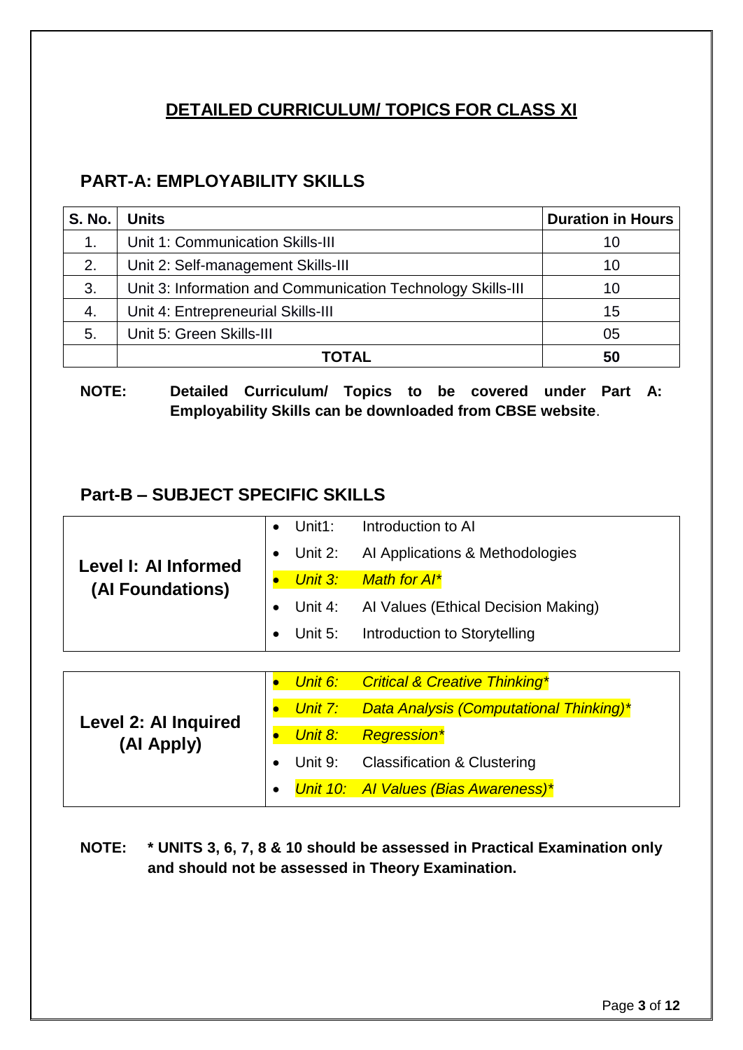# DETAILED CURRICULUM/ TOPICS FOR CLASS XI

## PART-A: EMPLOYABILITY SKILLS

| S. No. | Units | Duration in Hours |
|---|---|---|
| 1. | Unit 1: Communication Skills-III | 10 |
| 2. | Unit 2: Self-management Skills-III | 10 |
| 3. | Unit 3: Information and Communication Technology Skills-III | 10 |
| 4. | Unit 4: Entrepreneurial Skills-III | 15 |
| 5. | Unit 5: Green Skills-III | 05 |
| | **TOTAL** | **50** |

**NOTE:** **Detailed Curriculum/ Topics to be covered under Part A: Employability Skills can be downloaded from CBSE website**.

## Part-B – SUBJECT SPECIFIC SKILLS

| Level | Units |
|---|---|
| **Level I: AI Informed (AI Foundations)** | • Unit1: Introduction to AI<br>• Unit 2: AI Applications & Methodologies<br>• *Unit 3: Math for AI**<br>• Unit 4: AI Values (Ethical Decision Making)<br>• Unit 5: Introduction to Storytelling |
| **Level 2: AI Inquired (AI Apply)** | • *Unit 6: Critical & Creative Thinking**<br>• *Unit 7: Data Analysis (Computational Thinking)**<br>• *Unit 8: Regression**<br>• Unit 9: Classification & Clustering<br>• *Unit 10: AI Values (Bias Awareness)** |

**NOTE:** **\* UNITS 3, 6, 7, 8 & 10 should be assessed in Practical Examination only and should not be assessed in Theory Examination.**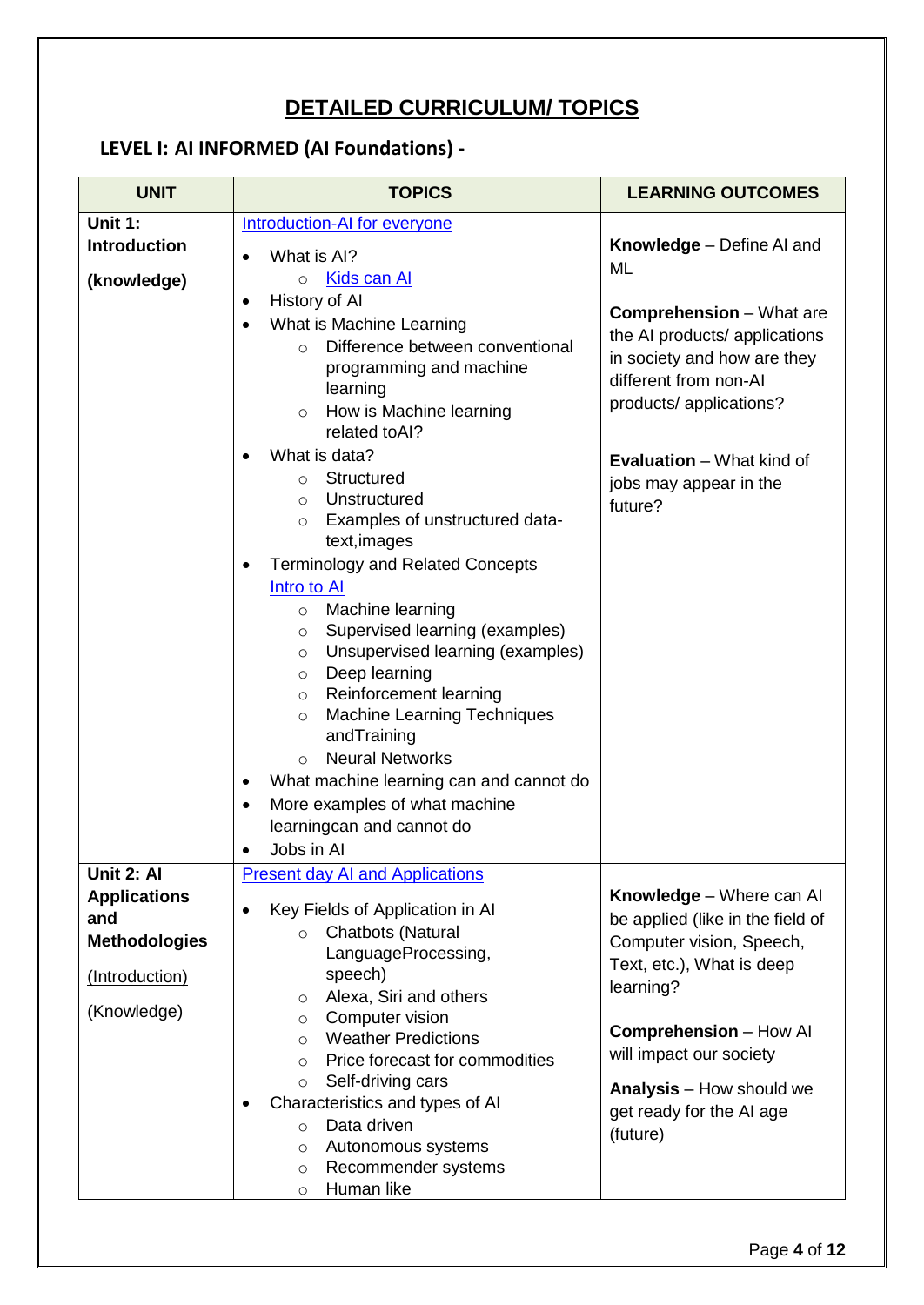# DETAILED CURRICULUM/ TOPICS

## LEVEL I: AI INFORMED (AI Foundations) -

| UNIT | TOPICS | LEARNING OUTCOMES |
|---|---|---|
| **Unit 1: Introduction** <br> **(knowledge)** | Introduction-AI for everyone <br> • What is AI? <br> ○ Kids can AI <br> • History of AI <br> • What is Machine Learning <br> ○ Difference between conventional programming and machine learning <br> ○ How is Machine learning related toAI? <br> • What is data? <br> ○ Structured <br> ○ Unstructured <br> ○ Examples of unstructured data-text,images <br> • Terminology and Related Concepts Intro to AI <br> ○ Machine learning <br> ○ Supervised learning (examples) <br> ○ Unsupervised learning (examples) <br> ○ Deep learning <br> ○ Reinforcement learning <br> ○ Machine Learning Techniques andTraining <br> ○ Neural Networks <br> • What machine learning can and cannot do <br> • More examples of what machine learningcan and cannot do <br> • Jobs in AI | **Knowledge** – Define AI and ML <br><br> **Comprehension** – What are the AI products/ applications in society and how are they different from non-AI products/ applications? <br><br> **Evaluation** – What kind of jobs may appear in the future? |
| **Unit 2: AI Applications and Methodologies** <br> (Introduction) <br> (Knowledge) | Present day AI and Applications <br> • Key Fields of Application in AI <br> ○ Chatbots (Natural LanguageProcessing, speech) <br> ○ Alexa, Siri and others <br> ○ Computer vision <br> ○ Weather Predictions <br> ○ Price forecast for commodities <br> ○ Self-driving cars <br> • Characteristics and types of AI <br> ○ Data driven <br> ○ Autonomous systems <br> ○ Recommender systems <br> ○ Human like | **Knowledge** – Where can AI be applied (like in the field of Computer vision, Speech, Text, etc.), What is deep learning? <br><br> **Comprehension** – How AI will impact our society <br><br> **Analysis** – How should we get ready for the AI age (future) |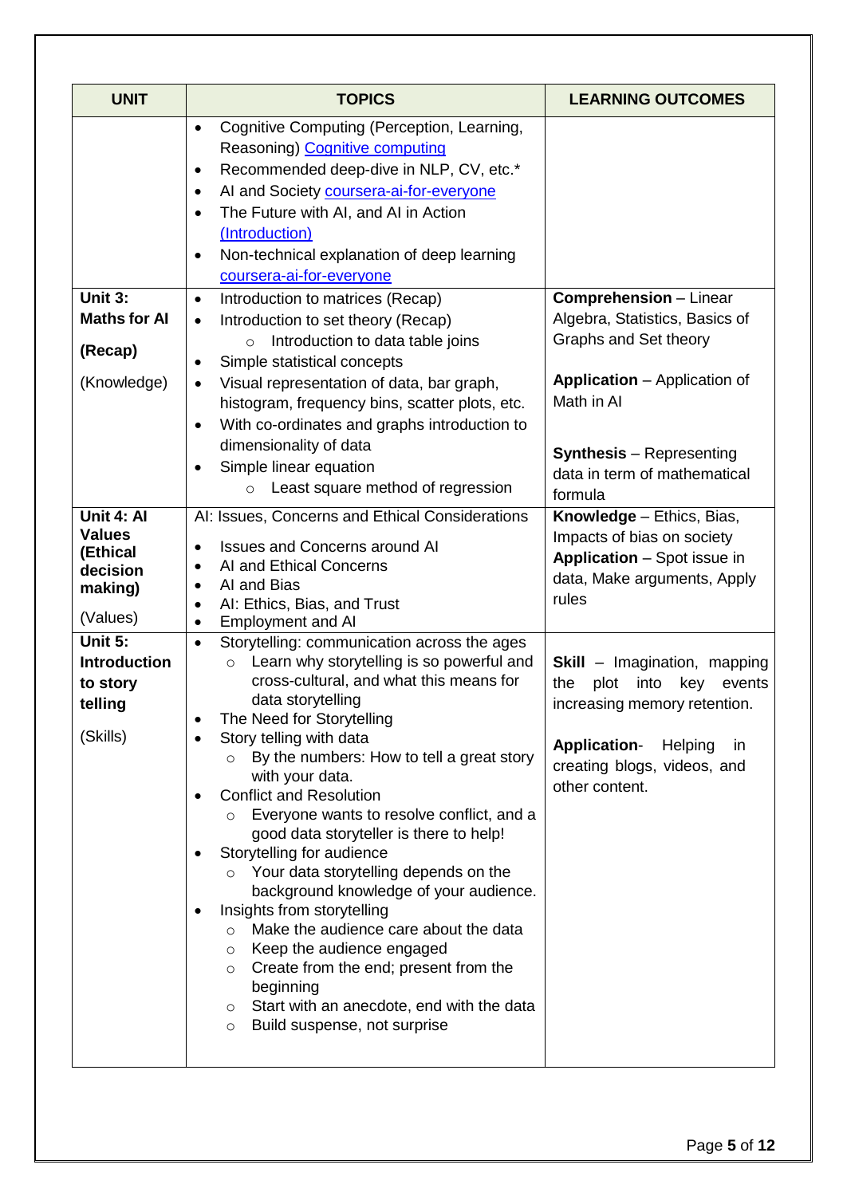| UNIT | TOPICS | LEARNING OUTCOMES |
| --- | --- | --- |
| | • Cognitive Computing (Perception, Learning, Reasoning) Cognitive computing<br>• Recommended deep-dive in NLP, CV, etc.*<br>• AI and Society coursera-ai-for-everyone<br>• The Future with AI, and AI in Action (Introduction)<br>• Non-technical explanation of deep learning coursera-ai-for-everyone | |
| **Unit 3: Maths for AI (Recap)** (Knowledge) | • Introduction to matrices (Recap)<br>• Introduction to set theory (Recap)<br>&nbsp;&nbsp;&nbsp;&nbsp;○ Introduction to data table joins<br>• Simple statistical concepts<br>• Visual representation of data, bar graph, histogram, frequency bins, scatter plots, etc.<br>• With co-ordinates and graphs introduction to dimensionality of data<br>• Simple linear equation<br>&nbsp;&nbsp;&nbsp;&nbsp;○ Least square method of regression | **Comprehension** – Linear Algebra, Statistics, Basics of Graphs and Set theory<br><br>**Application** – Application of Math in AI<br><br>**Synthesis** – Representing data in term of mathematical formula |
| **Unit 4: AI Values (Ethical decision making)** (Values) | AI: Issues, Concerns and Ethical Considerations<br>• Issues and Concerns around AI<br>• AI and Ethical Concerns<br>• AI and Bias<br>• AI: Ethics, Bias, and Trust<br>• Employment and AI | **Knowledge** – Ethics, Bias, Impacts of bias on society<br>**Application** – Spot issue in data, Make arguments, Apply rules |
| **Unit 5: Introduction to story telling** (Skills) | • Storytelling: communication across the ages<br>&nbsp;&nbsp;&nbsp;&nbsp;○ Learn why storytelling is so powerful and cross-cultural, and what this means for data storytelling<br>• The Need for Storytelling<br>• Story telling with data<br>&nbsp;&nbsp;&nbsp;&nbsp;○ By the numbers: How to tell a great story with your data.<br>• Conflict and Resolution<br>&nbsp;&nbsp;&nbsp;&nbsp;○ Everyone wants to resolve conflict, and a good data storyteller is there to help!<br>• Storytelling for audience<br>&nbsp;&nbsp;&nbsp;&nbsp;○ Your data storytelling depends on the background knowledge of your audience.<br>• Insights from storytelling<br>&nbsp;&nbsp;&nbsp;&nbsp;○ Make the audience care about the data<br>&nbsp;&nbsp;&nbsp;&nbsp;○ Keep the audience engaged<br>&nbsp;&nbsp;&nbsp;&nbsp;○ Create from the end; present from the beginning<br>&nbsp;&nbsp;&nbsp;&nbsp;○ Start with an anecdote, end with the data<br>&nbsp;&nbsp;&nbsp;&nbsp;○ Build suspense, not surprise | **Skill** – Imagination, mapping the plot into key events increasing memory retention.<br><br>**Application**- Helping in creating blogs, videos, and other content. |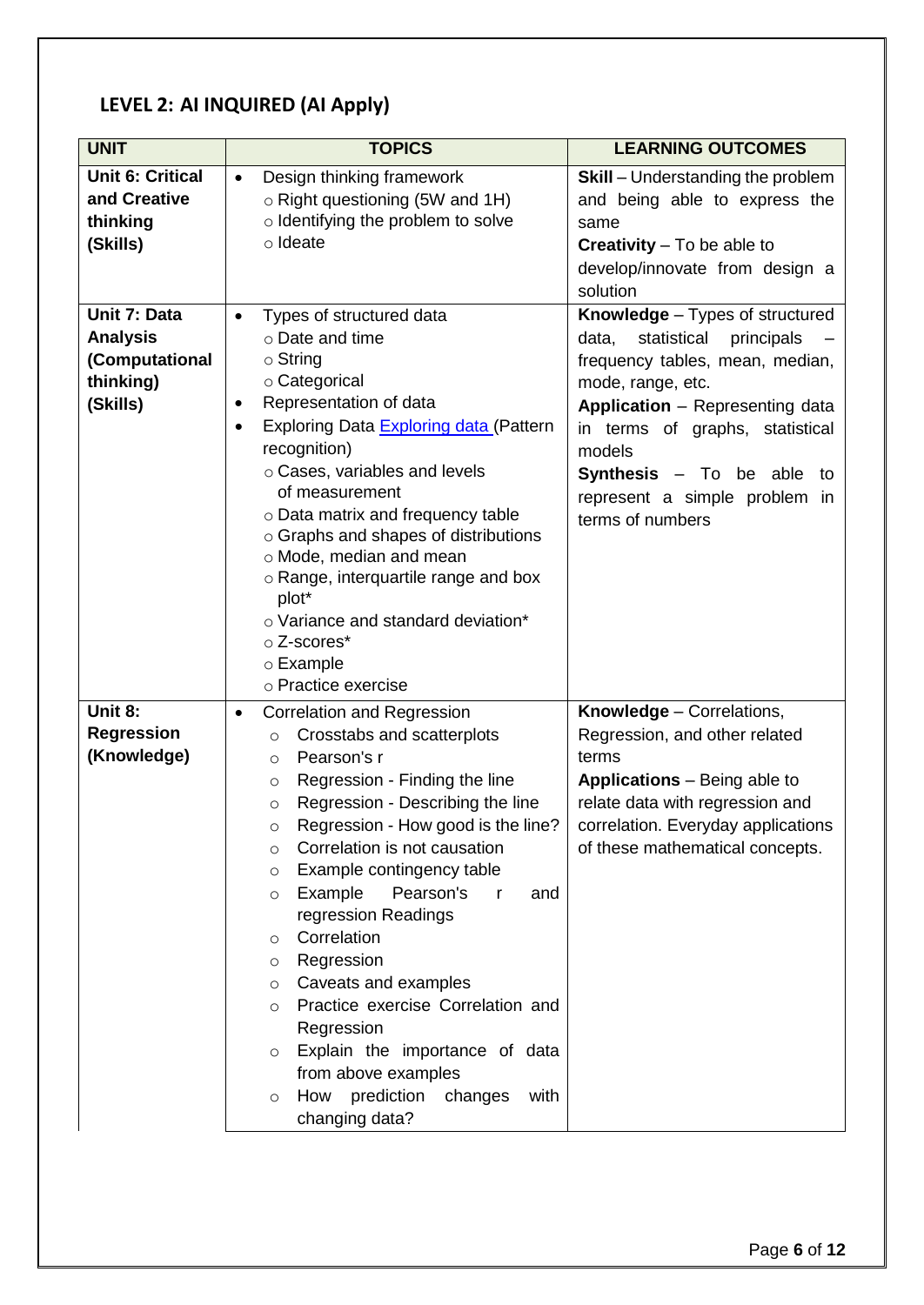## LEVEL 2: AI INQUIRED (AI Apply)

| UNIT | TOPICS | LEARNING OUTCOMES |
|---|---|---|
| **Unit 6: Critical and Creative thinking (Skills)** | • Design thinking framework<br>○ Right questioning (5W and 1H)<br>○ Identifying the problem to solve<br>○ Ideate | **Skill** – Understanding the problem and being able to express the same<br>**Creativity** – To be able to develop/innovate from design a solution |
| **Unit 7: Data Analysis (Computational thinking) (Skills)** | • Types of structured data<br>○ Date and time<br>○ String<br>○ Categorical<br>• Representation of data<br>• Exploring Data [Exploring data](#) (Pattern recognition)<br>○ Cases, variables and levels of measurement<br>○ Data matrix and frequency table<br>○ Graphs and shapes of distributions<br>○ Mode, median and mean<br>○ Range, interquartile range and box plot*<br>○ Variance and standard deviation*<br>○ Z-scores*<br>○ Example<br>○ Practice exercise | **Knowledge** – Types of structured data, statistical principals – frequency tables, mean, median, mode, range, etc.<br>**Application** – Representing data in terms of graphs, statistical models<br>**Synthesis** – To be able to represent a simple problem in terms of numbers |
| **Unit 8: Regression (Knowledge)** | • Correlation and Regression<br>○ Crosstabs and scatterplots<br>○ Pearson's r<br>○ Regression - Finding the line<br>○ Regression - Describing the line<br>○ Regression - How good is the line?<br>○ Correlation is not causation<br>○ Example contingency table<br>○ Example Pearson's r and regression Readings<br>○ Correlation<br>○ Regression<br>○ Caveats and examples<br>○ Practice exercise Correlation and Regression<br>○ Explain the importance of data from above examples<br>○ How prediction changes with changing data? | **Knowledge** – Correlations, Regression, and other related terms<br>**Applications** – Being able to relate data with regression and correlation. Everyday applications of these mathematical concepts. |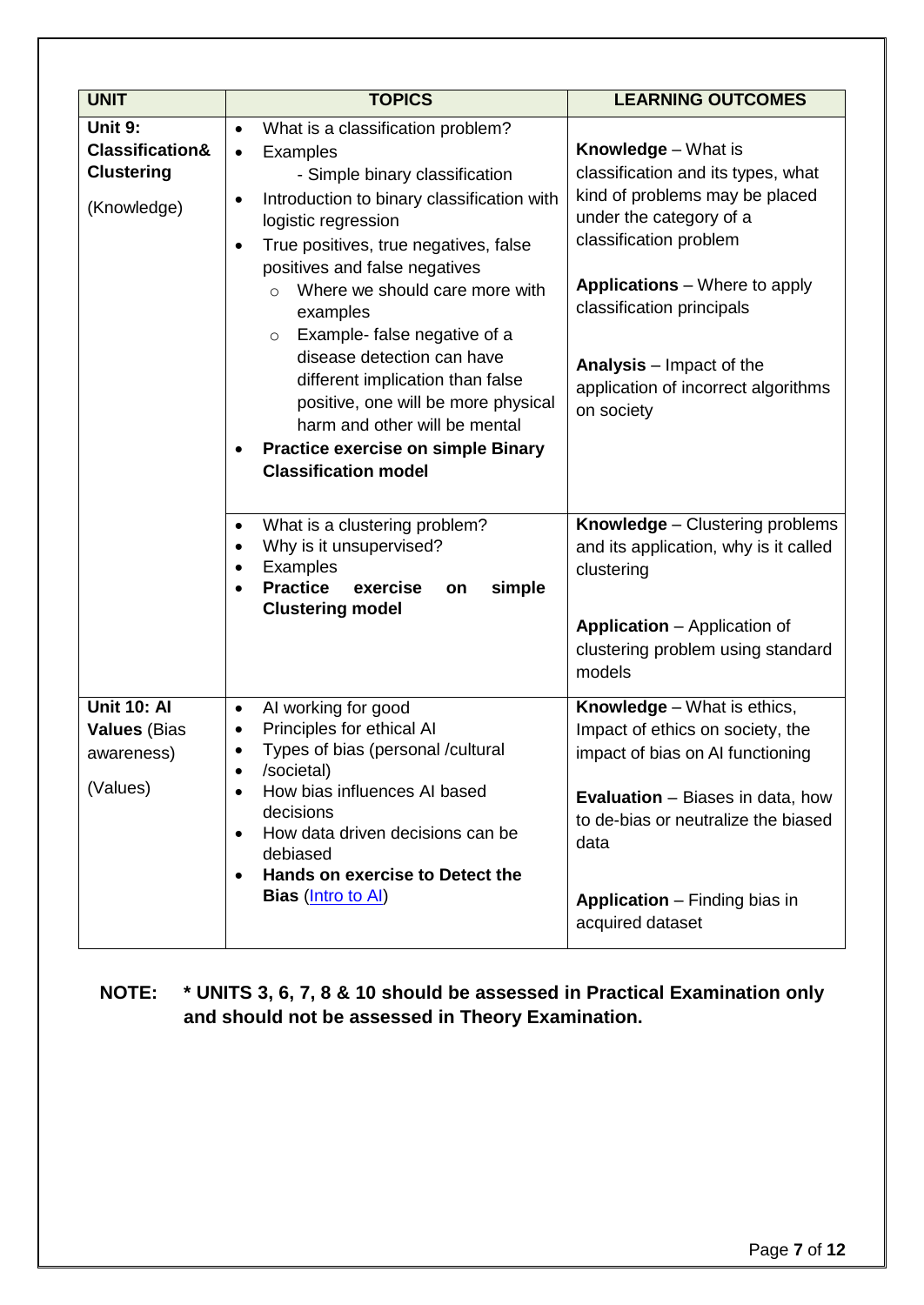| UNIT | TOPICS | LEARNING OUTCOMES |
|---|---|---|
| **Unit 9: Classification& Clustering** <br> (Knowledge) | • What is a classification problem? <br> • Examples <br> - Simple binary classification <br> • Introduction to binary classification with logistic regression <br> • True positives, true negatives, false positives and false negatives <br> ○ Where we should care more with examples <br> ○ Example- false negative of a disease detection can have different implication than false positive, one will be more physical harm and other will be mental <br> • **Practice exercise on simple Binary Classification model** | **Knowledge** – What is classification and its types, what kind of problems may be placed under the category of a classification problem <br><br> **Applications** – Where to apply classification principals <br><br> **Analysis** – Impact of the application of incorrect algorithms on society |
| | • What is a clustering problem? <br> • Why is it unsupervised? <br> • Examples <br> • **Practice exercise on simple Clustering model** | **Knowledge** – Clustering problems and its application, why is it called clustering <br><br> **Application** – Application of clustering problem using standard models |
| **Unit 10: AI Values** (Bias awareness) <br> (Values) | • AI working for good <br> • Principles for ethical AI <br> • Types of bias (personal /cultural <br> • /societal) <br> • How bias influences AI based decisions <br> • How data driven decisions can be debiased <br> • **Hands on exercise to Detect the Bias** (Intro to AI) | **Knowledge** – What is ethics, Impact of ethics on society, the impact of bias on AI functioning <br><br> **Evaluation** – Biases in data, how to de-bias or neutralize the biased data <br><br> **Application** – Finding bias in acquired dataset |

**NOTE: * UNITS 3, 6, 7, 8 & 10 should be assessed in Practical Examination only and should not be assessed in Theory Examination.**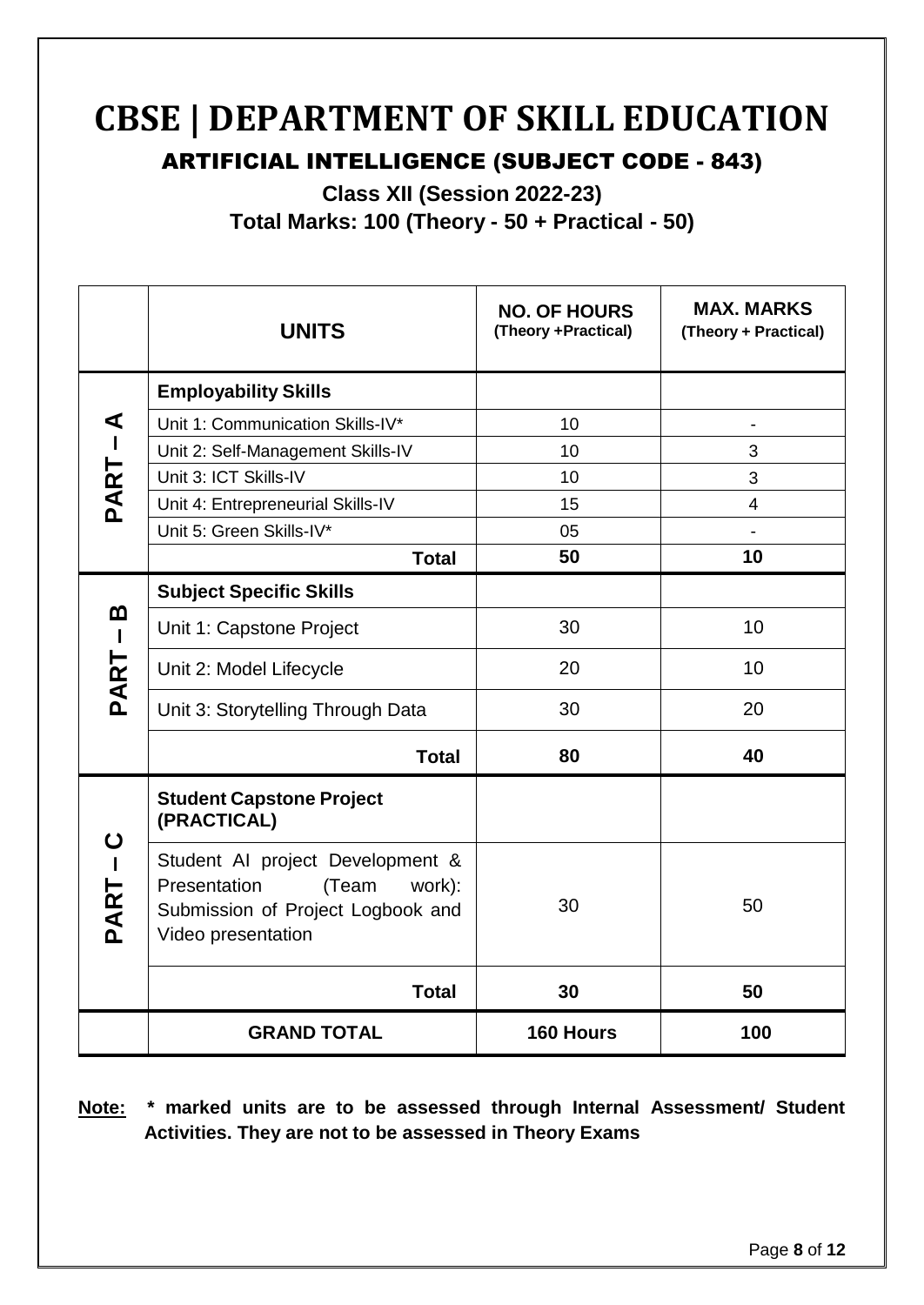# CBSE | DEPARTMENT OF SKILL EDUCATION

## ARTIFICIAL INTELLIGENCE (SUBJECT CODE - 843)

### Class XII (Session 2022-23)

### Total Marks: 100 (Theory - 50 + Practical - 50)

| | UNITS | NO. OF HOURS (Theory +Practical) | MAX. MARKS (Theory + Practical) |
|---|---|---|---|
| PART – A | **Employability Skills** | | |
| | Unit 1: Communication Skills-IV* | 10 | - |
| | Unit 2: Self-Management Skills-IV | 10 | 3 |
| | Unit 3: ICT Skills-IV | 10 | 3 |
| | Unit 4: Entrepreneurial Skills-IV | 15 | 4 |
| | Unit 5: Green Skills-IV* | 05 | - |
| | **Total** | **50** | **10** |
| PART – B | **Subject Specific Skills** | | |
| | Unit 1: Capstone Project | 30 | 10 |
| | Unit 2: Model Lifecycle | 20 | 10 |
| | Unit 3: Storytelling Through Data | 30 | 20 |
| | **Total** | **80** | **40** |
| PART – C | **Student Capstone Project (PRACTICAL)** | | |
| | Student AI project Development & Presentation (Team work): Submission of Project Logbook and Video presentation | 30 | 50 |
| | **Total** | **30** | **50** |
| | **GRAND TOTAL** | **160 Hours** | **100** |

**Note: * marked units are to be assessed through Internal Assessment/ Student Activities. They are not to be assessed in Theory Exams**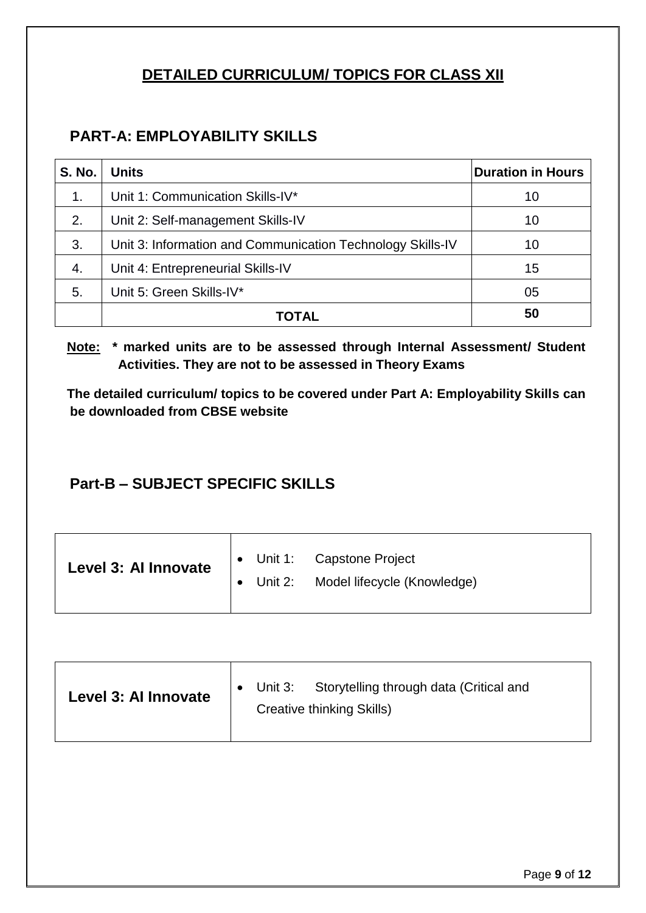# DETAILED CURRICULUM/ TOPICS FOR CLASS XII

## PART-A: EMPLOYABILITY SKILLS

| S. No. | Units | Duration in Hours |
|---|---|---|
| 1. | Unit 1: Communication Skills-IV* | 10 |
| 2. | Unit 2: Self-management Skills-IV | 10 |
| 3. | Unit 3: Information and Communication Technology Skills-IV | 10 |
| 4. | Unit 4: Entrepreneurial Skills-IV | 15 |
| 5. | Unit 5: Green Skills-IV* | 05 |
| | **TOTAL** | **50** |

**Note: * marked units are to be assessed through Internal Assessment/ Student Activities. They are not to be assessed in Theory Exams**

**The detailed curriculum/ topics to be covered under Part A: Employability Skills can be downloaded from CBSE website**

## Part-B – SUBJECT SPECIFIC SKILLS

| Level 3: AI Innovate | |
|---|---|
| **Level 3: AI Innovate** | • Unit 1: Capstone Project<br>• Unit 2: Model lifecycle (Knowledge) |

| Level 3: AI Innovate | |
|---|---|
| **Level 3: AI Innovate** | • Unit 3: Storytelling through data (Critical and Creative thinking Skills) |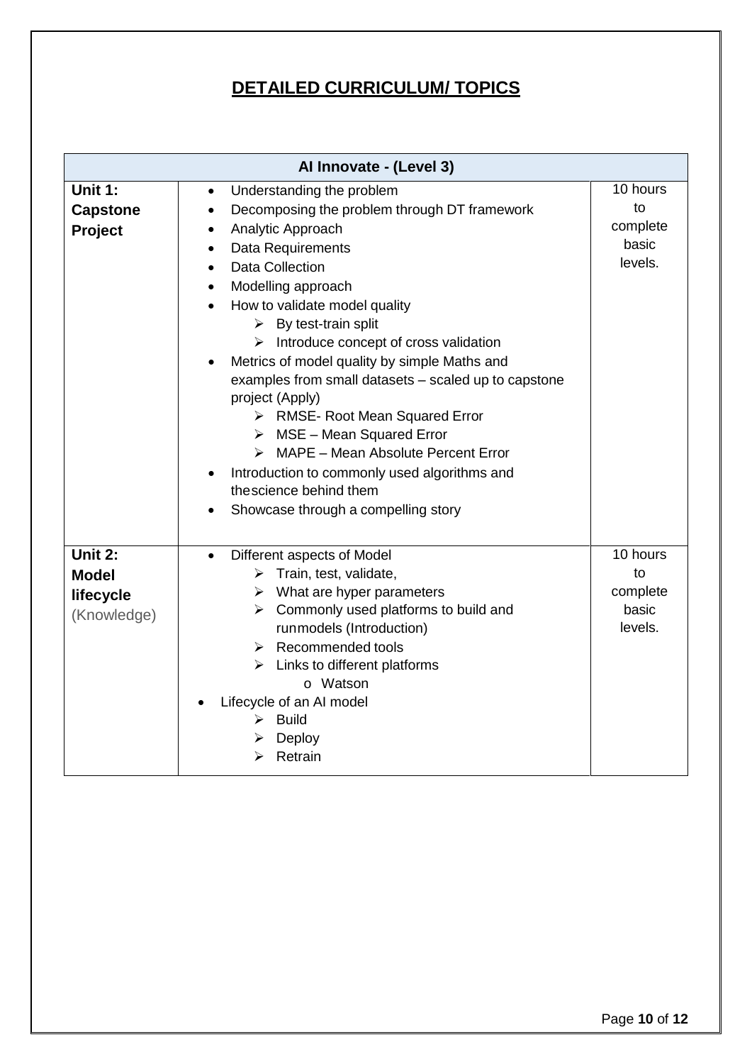# DETAILED CURRICULUM/ TOPICS

| AI Innovate - (Level 3) | | |
|---|---|---|
| **Unit 1: Capstone Project** | • Understanding the problem<br>• Decomposing the problem through DT framework<br>• Analytic Approach<br>• Data Requirements<br>• Data Collection<br>• Modelling approach<br>• How to validate model quality<br>&nbsp;&nbsp;&nbsp;&nbsp;➢ By test-train split<br>&nbsp;&nbsp;&nbsp;&nbsp;➢ Introduce concept of cross validation<br>• Metrics of model quality by simple Maths and examples from small datasets – scaled up to capstone project (Apply)<br>&nbsp;&nbsp;&nbsp;&nbsp;➢ RMSE- Root Mean Squared Error<br>&nbsp;&nbsp;&nbsp;&nbsp;➢ MSE – Mean Squared Error<br>&nbsp;&nbsp;&nbsp;&nbsp;➢ MAPE – Mean Absolute Percent Error<br>• Introduction to commonly used algorithms and thescience behind them<br>• Showcase through a compelling story | 10 hours to complete basic levels. |
| **Unit 2: Model lifecycle** (Knowledge) | • Different aspects of Model<br>&nbsp;&nbsp;&nbsp;&nbsp;➢ Train, test, validate,<br>&nbsp;&nbsp;&nbsp;&nbsp;➢ What are hyper parameters<br>&nbsp;&nbsp;&nbsp;&nbsp;➢ Commonly used platforms to build and runmodels (Introduction)<br>&nbsp;&nbsp;&nbsp;&nbsp;➢ Recommended tools<br>&nbsp;&nbsp;&nbsp;&nbsp;➢ Links to different platforms<br>&nbsp;&nbsp;&nbsp;&nbsp;&nbsp;&nbsp;&nbsp;&nbsp;o Watson<br>• Lifecycle of an AI model<br>&nbsp;&nbsp;&nbsp;&nbsp;➢ Build<br>&nbsp;&nbsp;&nbsp;&nbsp;➢ Deploy<br>&nbsp;&nbsp;&nbsp;&nbsp;➢ Retrain | 10 hours to complete basic levels. |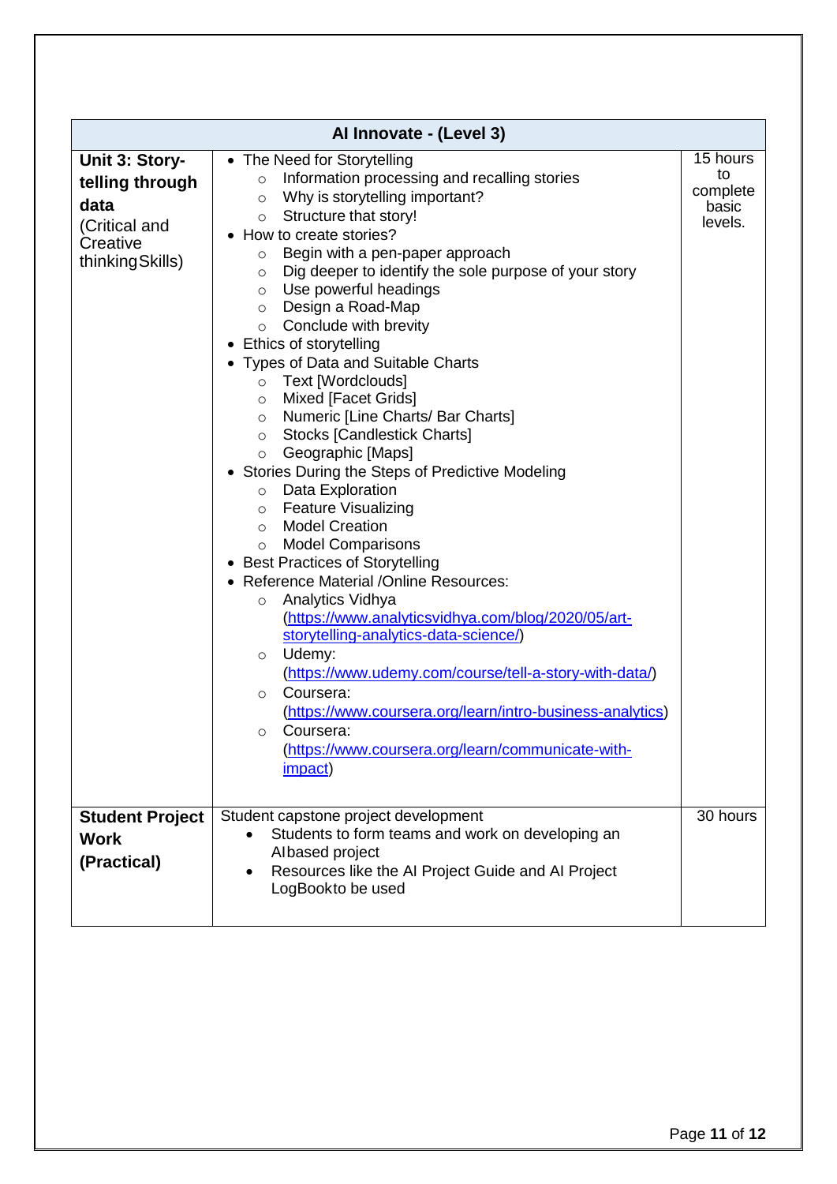| AI Innovate - (Level 3) | | |
|---|---|---|
| **Unit 3: Story-telling through data** (Critical and Creative thinking Skills) | • The Need for Storytelling<br>  ○ Information processing and recalling stories<br>  ○ Why is storytelling important?<br>  ○ Structure that story!<br>• How to create stories?<br>  ○ Begin with a pen-paper approach<br>  ○ Dig deeper to identify the sole purpose of your story<br>  ○ Use powerful headings<br>  ○ Design a Road-Map<br>  ○ Conclude with brevity<br>• Ethics of storytelling<br>• Types of Data and Suitable Charts<br>  ○ Text [Wordclouds]<br>  ○ Mixed [Facet Grids]<br>  ○ Numeric [Line Charts/ Bar Charts]<br>  ○ Stocks [Candlestick Charts]<br>  ○ Geographic [Maps]<br>• Stories During the Steps of Predictive Modeling<br>  ○ Data Exploration<br>  ○ Feature Visualizing<br>  ○ Model Creation<br>  ○ Model Comparisons<br>• Best Practices of Storytelling<br>• Reference Material /Online Resources:<br>  ○ Analytics Vidhya (https://www.analyticsvidhya.com/blog/2020/05/art-storytelling-analytics-data-science/)<br>  ○ Udemy: (https://www.udemy.com/course/tell-a-story-with-data/)<br>  ○ Coursera: (https://www.coursera.org/learn/intro-business-analytics)<br>  ○ Coursera: (https://www.coursera.org/learn/communicate-with-impact) | 15 hours to complete basic levels. |
| **Student Project Work (Practical)** | Student capstone project development<br>• Students to form teams and work on developing an AIbased project<br>• Resources like the AI Project Guide and AI Project LogBookto be used | 30 hours |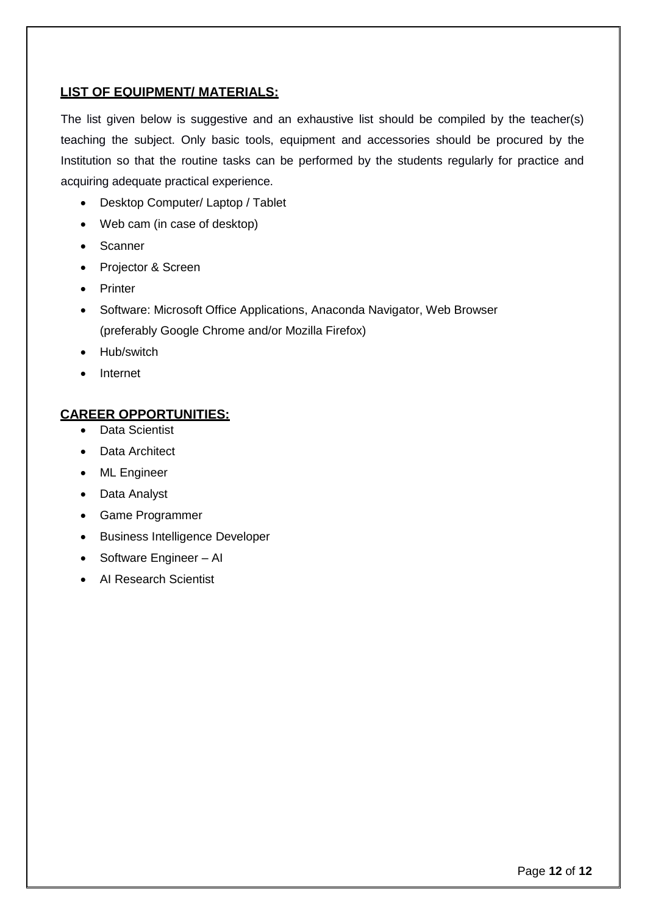## LIST OF EQUIPMENT/ MATERIALS:

The list given below is suggestive and an exhaustive list should be compiled by the teacher(s) teaching the subject. Only basic tools, equipment and accessories should be procured by the Institution so that the routine tasks can be performed by the students regularly for practice and acquiring adequate practical experience.

- Desktop Computer/ Laptop / Tablet
- Web cam (in case of desktop)
- Scanner
- Projector & Screen
- Printer
- Software: Microsoft Office Applications, Anaconda Navigator, Web Browser (preferably Google Chrome and/or Mozilla Firefox)
- Hub/switch
- Internet

## CAREER OPPORTUNITIES:

- Data Scientist
- Data Architect
- ML Engineer
- Data Analyst
- Game Programmer
- Business Intelligence Developer
- Software Engineer – AI
- AI Research Scientist